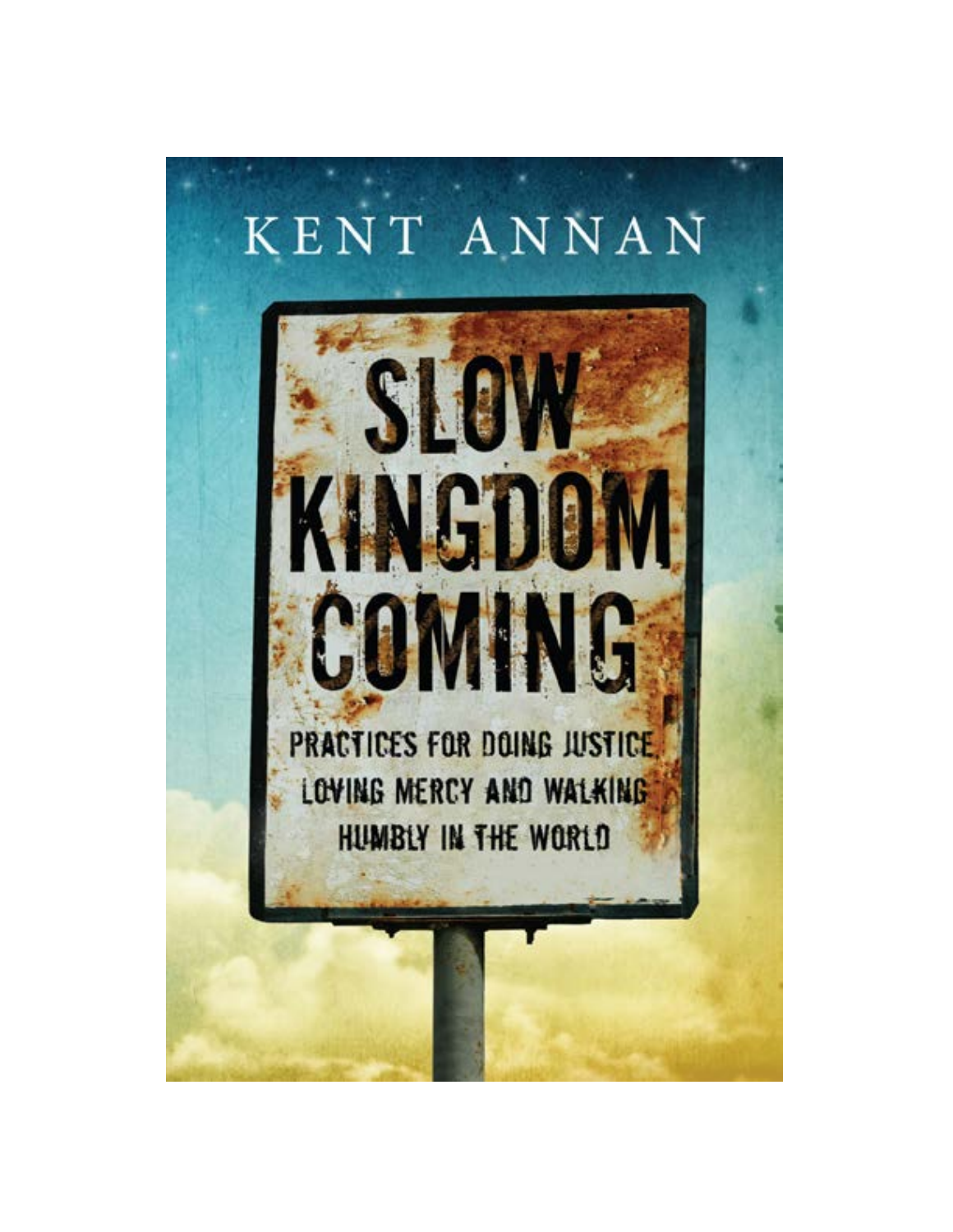KENT ANNAN

# SLOW KINGDOM COMING

PRACTICES FOR DOING JUSTICE, LOVING MERCY AND WALKING HUMBLY IN THE WORLD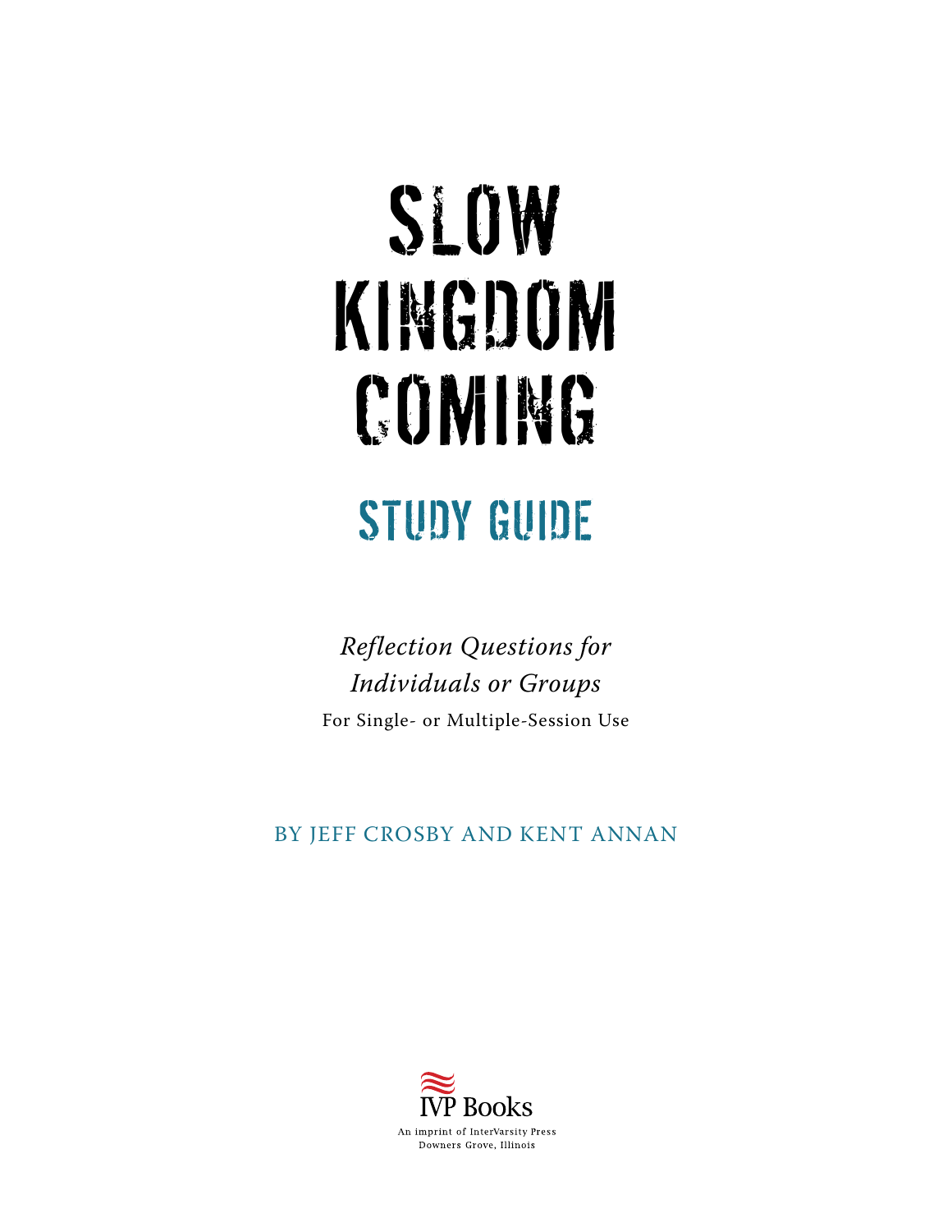# SLOW KINGDOM COMING

## STUDY GUIDE

*Reflection Questions for Individuals or Groups*

For Single- or Multiple-Session Use

BY JEFF CROSBY AND KENT ANNAN

IVP Books

An imprint of InterVarsity Press
Downers Grove, Illinois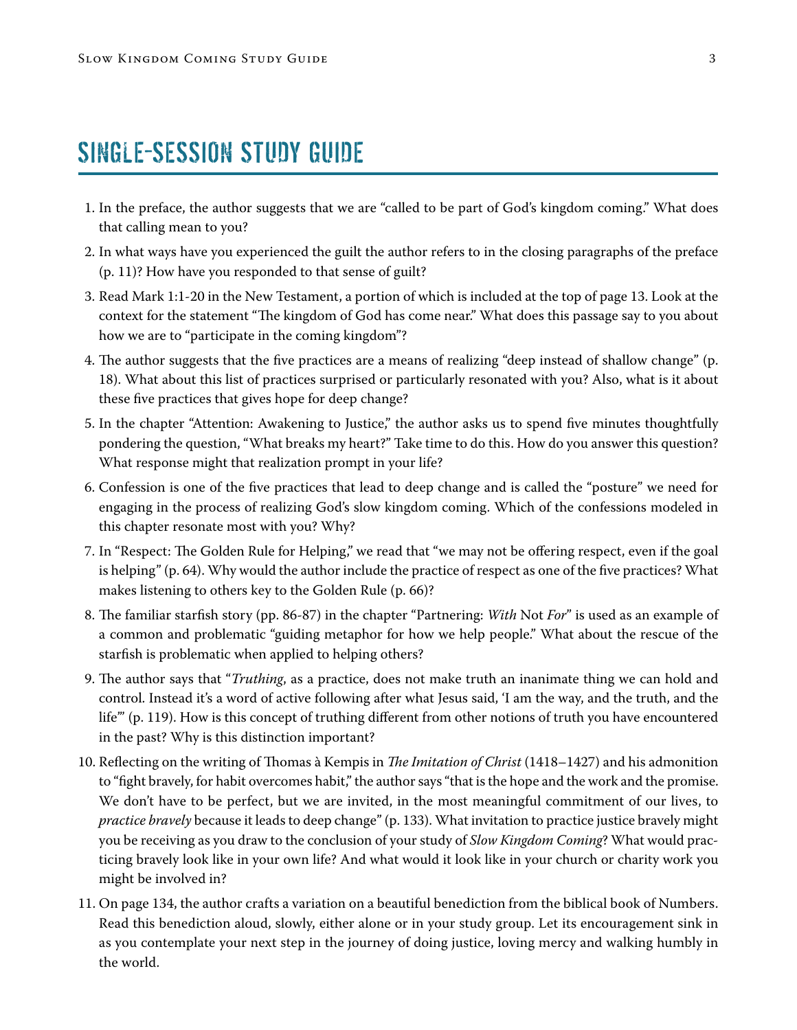# SINGLE-SESSION STUDY GUIDE

1. In the preface, the author suggests that we are "called to be part of God's kingdom coming." What does that calling mean to you?
2. In what ways have you experienced the guilt the author refers to in the closing paragraphs of the preface (p. 11)? How have you responded to that sense of guilt?
3. Read Mark 1:1-20 in the New Testament, a portion of which is included at the top of page 13. Look at the context for the statement "The kingdom of God has come near." What does this passage say to you about how we are to "participate in the coming kingdom"?
4. The author suggests that the five practices are a means of realizing "deep instead of shallow change" (p. 18). What about this list of practices surprised or particularly resonated with you? Also, what is it about these five practices that gives hope for deep change?
5. In the chapter "Attention: Awakening to Justice," the author asks us to spend five minutes thoughtfully pondering the question, "What breaks my heart?" Take time to do this. How do you answer this question? What response might that realization prompt in your life?
6. Confession is one of the five practices that lead to deep change and is called the "posture" we need for engaging in the process of realizing God's slow kingdom coming. Which of the confessions modeled in this chapter resonate most with you? Why?
7. In "Respect: The Golden Rule for Helping," we read that "we may not be offering respect, even if the goal is helping" (p. 64). Why would the author include the practice of respect as one of the five practices? What makes listening to others key to the Golden Rule (p. 66)?
8. The familiar starfish story (pp. 86-87) in the chapter "Partnering: *With* Not *For*" is used as an example of a common and problematic "guiding metaphor for how we help people." What about the rescue of the starfish is problematic when applied to helping others?
9. The author says that "*Truthing*, as a practice, does not make truth an inanimate thing we can hold and control. Instead it's a word of active following after what Jesus said, 'I am the way, and the truth, and the life'" (p. 119). How is this concept of truthing different from other notions of truth you have encountered in the past? Why is this distinction important?
10. Reflecting on the writing of Thomas à Kempis in *The Imitation of Christ* (1418–1427) and his admonition to "fight bravely, for habit overcomes habit," the author says "that is the hope and the work and the promise. We don't have to be perfect, but we are invited, in the most meaningful commitment of our lives, to *practice bravely* because it leads to deep change" (p. 133). What invitation to practice justice bravely might you be receiving as you draw to the conclusion of your study of *Slow Kingdom Coming*? What would practicing bravely look like in your own life? And what would it look like in your church or charity work you might be involved in?
11. On page 134, the author crafts a variation on a beautiful benediction from the biblical book of Numbers. Read this benediction aloud, slowly, either alone or in your study group. Let its encouragement sink in as you contemplate your next step in the journey of doing justice, loving mercy and walking humbly in the world.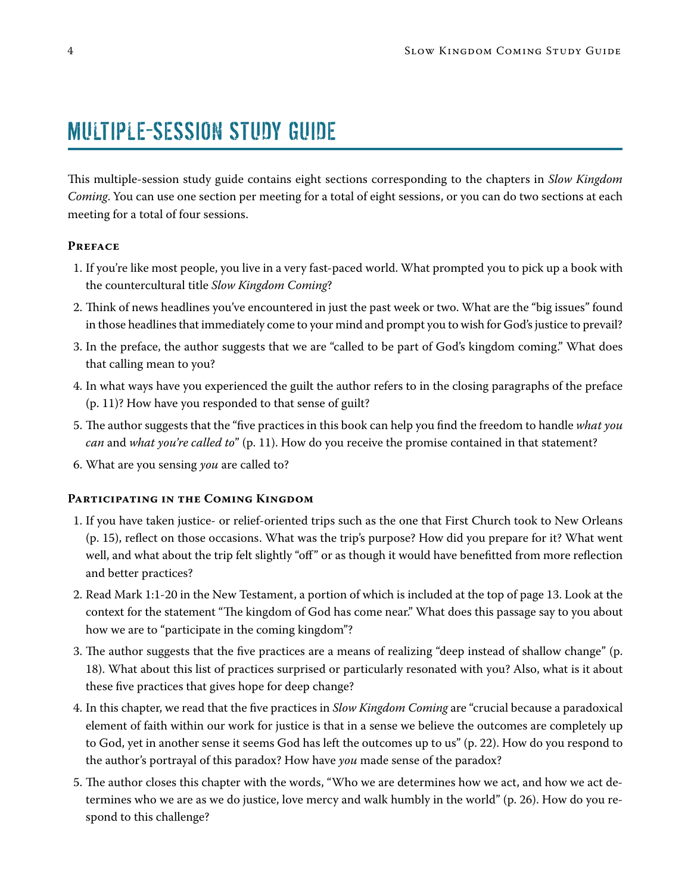# Multiple-Session Study Guide

This multiple-session study guide contains eight sections corresponding to the chapters in *Slow Kingdom Coming*. You can use one section per meeting for a total of eight sessions, or you can do two sections at each meeting for a total of four sessions.

### Preface

1. If you're like most people, you live in a very fast-paced world. What prompted you to pick up a book with the countercultural title *Slow Kingdom Coming*?
2. Think of news headlines you've encountered in just the past week or two. What are the "big issues" found in those headlines that immediately come to your mind and prompt you to wish for God's justice to prevail?
3. In the preface, the author suggests that we are "called to be part of God's kingdom coming." What does that calling mean to you?
4. In what ways have you experienced the guilt the author refers to in the closing paragraphs of the preface (p. 11)? How have you responded to that sense of guilt?
5. The author suggests that the "five practices in this book can help you find the freedom to handle *what you can* and *what you're called to*" (p. 11). How do you receive the promise contained in that statement?
6. What are you sensing *you* are called to?

### Participating in the Coming Kingdom

1. If you have taken justice- or relief-oriented trips such as the one that First Church took to New Orleans (p. 15), reflect on those occasions. What was the trip's purpose? How did you prepare for it? What went well, and what about the trip felt slightly "off" or as though it would have benefitted from more reflection and better practices?
2. Read Mark 1:1-20 in the New Testament, a portion of which is included at the top of page 13. Look at the context for the statement "The kingdom of God has come near." What does this passage say to you about how we are to "participate in the coming kingdom"?
3. The author suggests that the five practices are a means of realizing "deep instead of shallow change" (p. 18). What about this list of practices surprised or particularly resonated with you? Also, what is it about these five practices that gives hope for deep change?
4. In this chapter, we read that the five practices in *Slow Kingdom Coming* are "crucial because a paradoxical element of faith within our work for justice is that in a sense we believe the outcomes are completely up to God, yet in another sense it seems God has left the outcomes up to us" (p. 22). How do you respond to the author's portrayal of this paradox? How have *you* made sense of the paradox?
5. The author closes this chapter with the words, "Who we are determines how we act, and how we act determines who we are as we do justice, love mercy and walk humbly in the world" (p. 26). How do you respond to this challenge?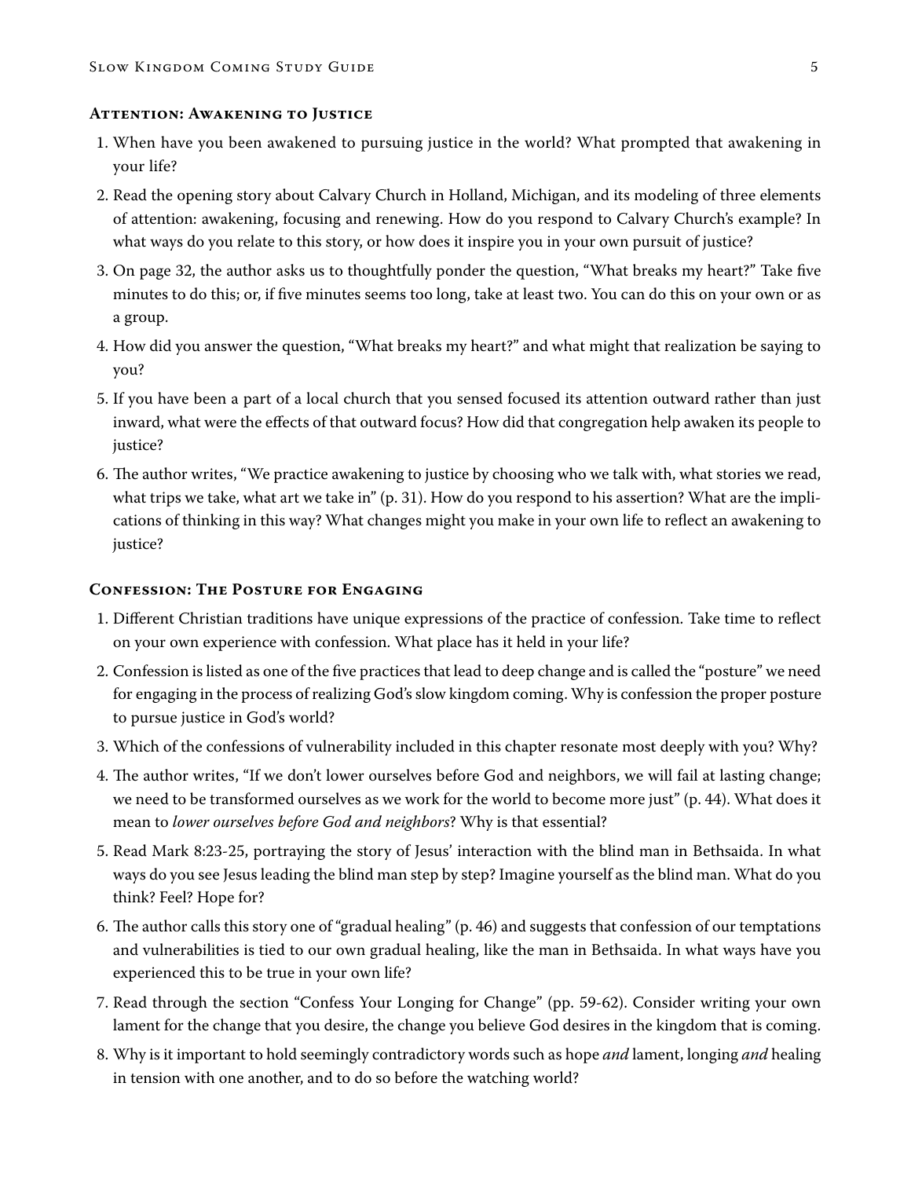### Attention: Awakening to Justice

1. When have you been awakened to pursuing justice in the world? What prompted that awakening in your life?
2. Read the opening story about Calvary Church in Holland, Michigan, and its modeling of three elements of attention: awakening, focusing and renewing. How do you respond to Calvary Church's example? In what ways do you relate to this story, or how does it inspire you in your own pursuit of justice?
3. On page 32, the author asks us to thoughtfully ponder the question, "What breaks my heart?" Take five minutes to do this; or, if five minutes seems too long, take at least two. You can do this on your own or as a group.
4. How did you answer the question, "What breaks my heart?" and what might that realization be saying to you?
5. If you have been a part of a local church that you sensed focused its attention outward rather than just inward, what were the effects of that outward focus? How did that congregation help awaken its people to justice?
6. The author writes, "We practice awakening to justice by choosing who we talk with, what stories we read, what trips we take, what art we take in" (p. 31). How do you respond to his assertion? What are the implications of thinking in this way? What changes might you make in your own life to reflect an awakening to justice?

### Confession: The Posture for Engaging

1. Different Christian traditions have unique expressions of the practice of confession. Take time to reflect on your own experience with confession. What place has it held in your life?
2. Confession is listed as one of the five practices that lead to deep change and is called the "posture" we need for engaging in the process of realizing God's slow kingdom coming. Why is confession the proper posture to pursue justice in God's world?
3. Which of the confessions of vulnerability included in this chapter resonate most deeply with you? Why?
4. The author writes, "If we don't lower ourselves before God and neighbors, we will fail at lasting change; we need to be transformed ourselves as we work for the world to become more just" (p. 44). What does it mean to *lower ourselves before God and neighbors*? Why is that essential?
5. Read Mark 8:23-25, portraying the story of Jesus' interaction with the blind man in Bethsaida. In what ways do you see Jesus leading the blind man step by step? Imagine yourself as the blind man. What do you think? Feel? Hope for?
6. The author calls this story one of "gradual healing" (p. 46) and suggests that confession of our temptations and vulnerabilities is tied to our own gradual healing, like the man in Bethsaida. In what ways have you experienced this to be true in your own life?
7. Read through the section "Confess Your Longing for Change" (pp. 59-62). Consider writing your own lament for the change that you desire, the change you believe God desires in the kingdom that is coming.
8. Why is it important to hold seemingly contradictory words such as hope *and* lament, longing *and* healing in tension with one another, and to do so before the watching world?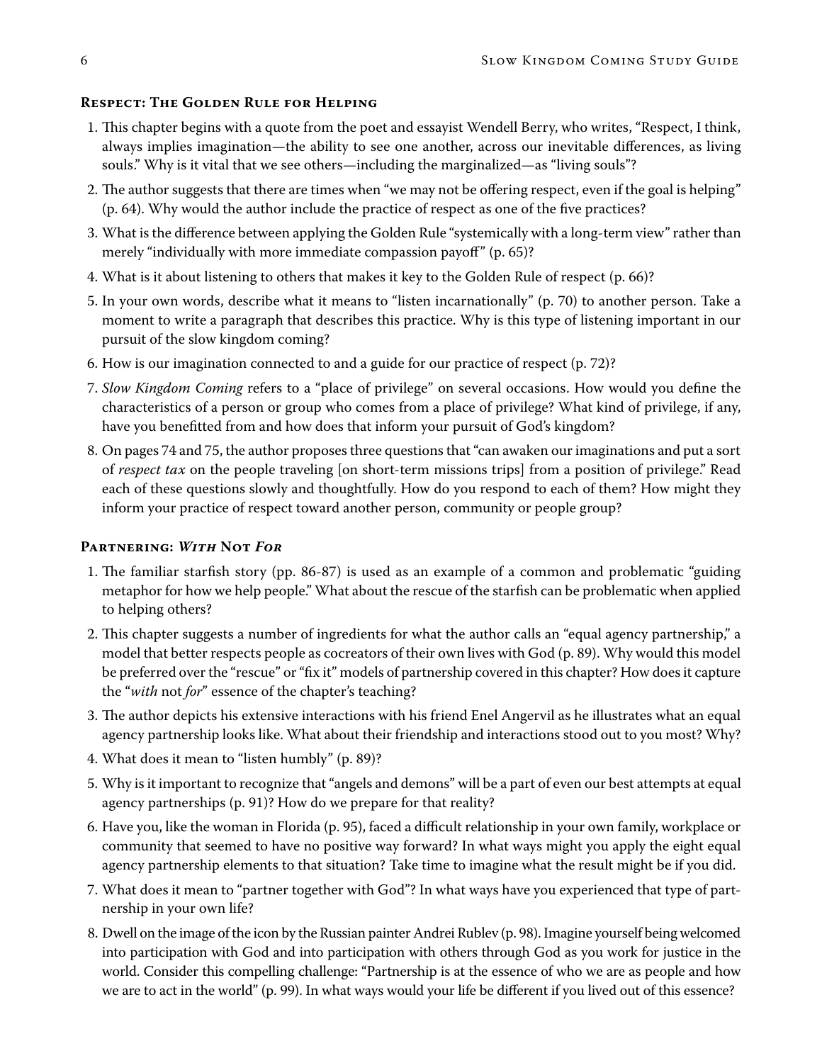## Respect: The Golden Rule for Helping

1. This chapter begins with a quote from the poet and essayist Wendell Berry, who writes, "Respect, I think, always implies imagination—the ability to see one another, across our inevitable differences, as living souls." Why is it vital that we see others—including the marginalized—as "living souls"?
2. The author suggests that there are times when "we may not be offering respect, even if the goal is helping" (p. 64). Why would the author include the practice of respect as one of the five practices?
3. What is the difference between applying the Golden Rule "systemically with a long-term view" rather than merely "individually with more immediate compassion payoff" (p. 65)?
4. What is it about listening to others that makes it key to the Golden Rule of respect (p. 66)?
5. In your own words, describe what it means to "listen incarnationally" (p. 70) to another person. Take a moment to write a paragraph that describes this practice. Why is this type of listening important in our pursuit of the slow kingdom coming?
6. How is our imagination connected to and a guide for our practice of respect (p. 72)?
7. *Slow Kingdom Coming* refers to a "place of privilege" on several occasions. How would you define the characteristics of a person or group who comes from a place of privilege? What kind of privilege, if any, have you benefitted from and how does that inform your pursuit of God's kingdom?
8. On pages 74 and 75, the author proposes three questions that "can awaken our imaginations and put a sort of *respect tax* on the people traveling [on short-term missions trips] from a position of privilege." Read each of these questions slowly and thoughtfully. How do you respond to each of them? How might they inform your practice of respect toward another person, community or people group?

## Partnering: *With* Not *For*

1. The familiar starfish story (pp. 86-87) is used as an example of a common and problematic "guiding metaphor for how we help people." What about the rescue of the starfish can be problematic when applied to helping others?
2. This chapter suggests a number of ingredients for what the author calls an "equal agency partnership," a model that better respects people as cocreators of their own lives with God (p. 89). Why would this model be preferred over the "rescue" or "fix it" models of partnership covered in this chapter? How does it capture the "*with* not *for*" essence of the chapter's teaching?
3. The author depicts his extensive interactions with his friend Enel Angervil as he illustrates what an equal agency partnership looks like. What about their friendship and interactions stood out to you most? Why?
4. What does it mean to "listen humbly" (p. 89)?
5. Why is it important to recognize that "angels and demons" will be a part of even our best attempts at equal agency partnerships (p. 91)? How do we prepare for that reality?
6. Have you, like the woman in Florida (p. 95), faced a difficult relationship in your own family, workplace or community that seemed to have no positive way forward? In what ways might you apply the eight equal agency partnership elements to that situation? Take time to imagine what the result might be if you did.
7. What does it mean to "partner together with God"? In what ways have you experienced that type of partnership in your own life?
8. Dwell on the image of the icon by the Russian painter Andrei Rublev (p. 98). Imagine yourself being welcomed into participation with God and into participation with others through God as you work for justice in the world. Consider this compelling challenge: "Partnership is at the essence of who we are as people and how we are to act in the world" (p. 99). In what ways would your life be different if you lived out of this essence?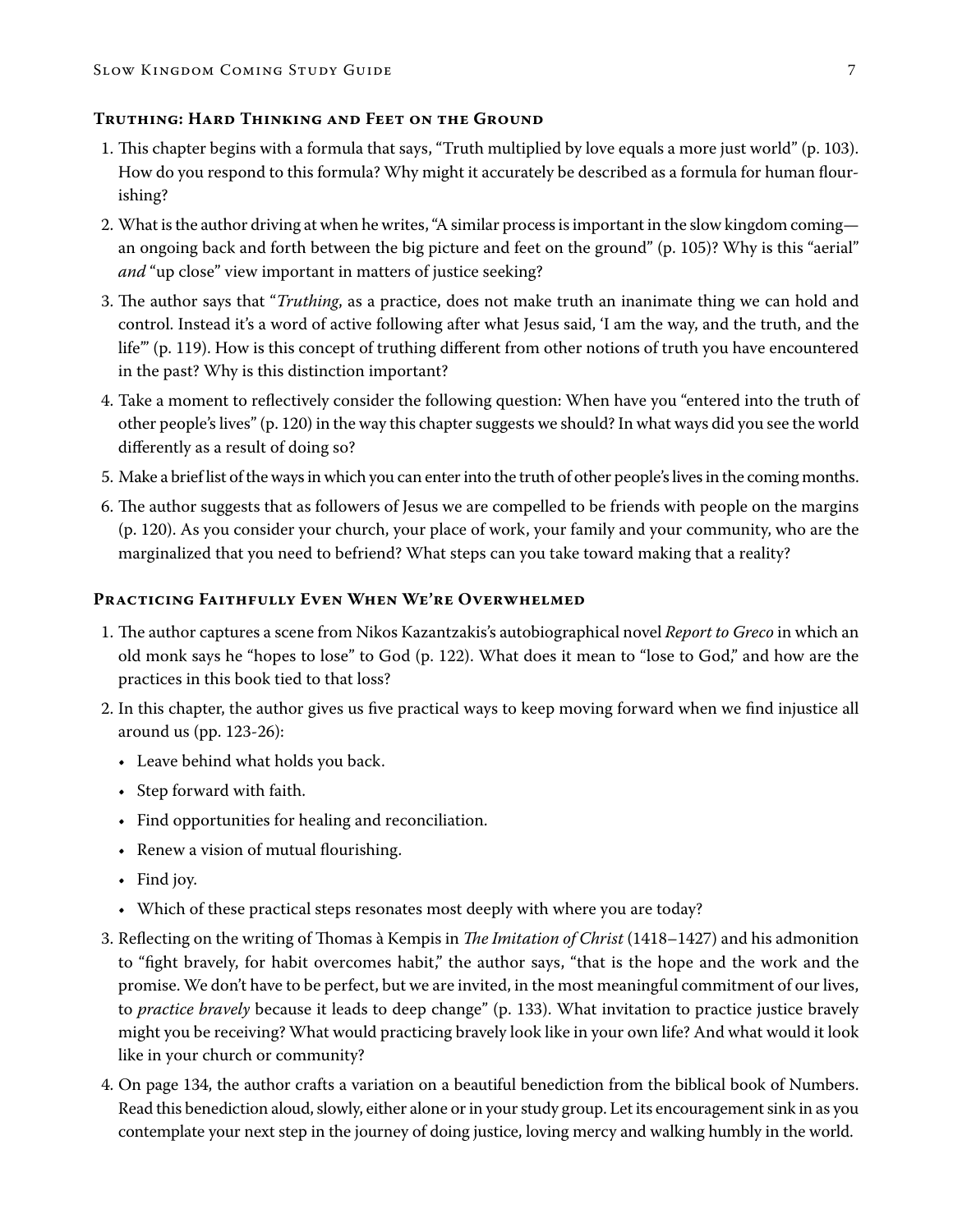### Truthing: Hard Thinking and Feet on the Ground

1. This chapter begins with a formula that says, "Truth multiplied by love equals a more just world" (p. 103). How do you respond to this formula? Why might it accurately be described as a formula for human flourishing?
2. What is the author driving at when he writes, "A similar process is important in the slow kingdom coming—an ongoing back and forth between the big picture and feet on the ground" (p. 105)? Why is this "aerial" *and* "up close" view important in matters of justice seeking?
3. The author says that "*Truthing*, as a practice, does not make truth an inanimate thing we can hold and control. Instead it's a word of active following after what Jesus said, 'I am the way, and the truth, and the life'" (p. 119). How is this concept of truthing different from other notions of truth you have encountered in the past? Why is this distinction important?
4. Take a moment to reflectively consider the following question: When have you "entered into the truth of other people's lives" (p. 120) in the way this chapter suggests we should? In what ways did you see the world differently as a result of doing so?
5. Make a brief list of the ways in which you can enter into the truth of other people's lives in the coming months.
6. The author suggests that as followers of Jesus we are compelled to be friends with people on the margins (p. 120). As you consider your church, your place of work, your family and your community, who are the marginalized that you need to befriend? What steps can you take toward making that a reality?

### Practicing Faithfully Even When We're Overwhelmed

1. The author captures a scene from Nikos Kazantzakis's autobiographical novel *Report to Greco* in which an old monk says he "hopes to lose" to God (p. 122). What does it mean to "lose to God," and how are the practices in this book tied to that loss?
2. In this chapter, the author gives us five practical ways to keep moving forward when we find injustice all around us (pp. 123-26):
   - Leave behind what holds you back.
   - Step forward with faith.
   - Find opportunities for healing and reconciliation.
   - Renew a vision of mutual flourishing.
   - Find joy.
   - Which of these practical steps resonates most deeply with where you are today?
3. Reflecting on the writing of Thomas à Kempis in *The Imitation of Christ* (1418–1427) and his admonition to "fight bravely, for habit overcomes habit," the author says, "that is the hope and the work and the promise. We don't have to be perfect, but we are invited, in the most meaningful commitment of our lives, to *practice bravely* because it leads to deep change" (p. 133). What invitation to practice justice bravely might you be receiving? What would practicing bravely look like in your own life? And what would it look like in your church or community?
4. On page 134, the author crafts a variation on a beautiful benediction from the biblical book of Numbers. Read this benediction aloud, slowly, either alone or in your study group. Let its encouragement sink in as you contemplate your next step in the journey of doing justice, loving mercy and walking humbly in the world.